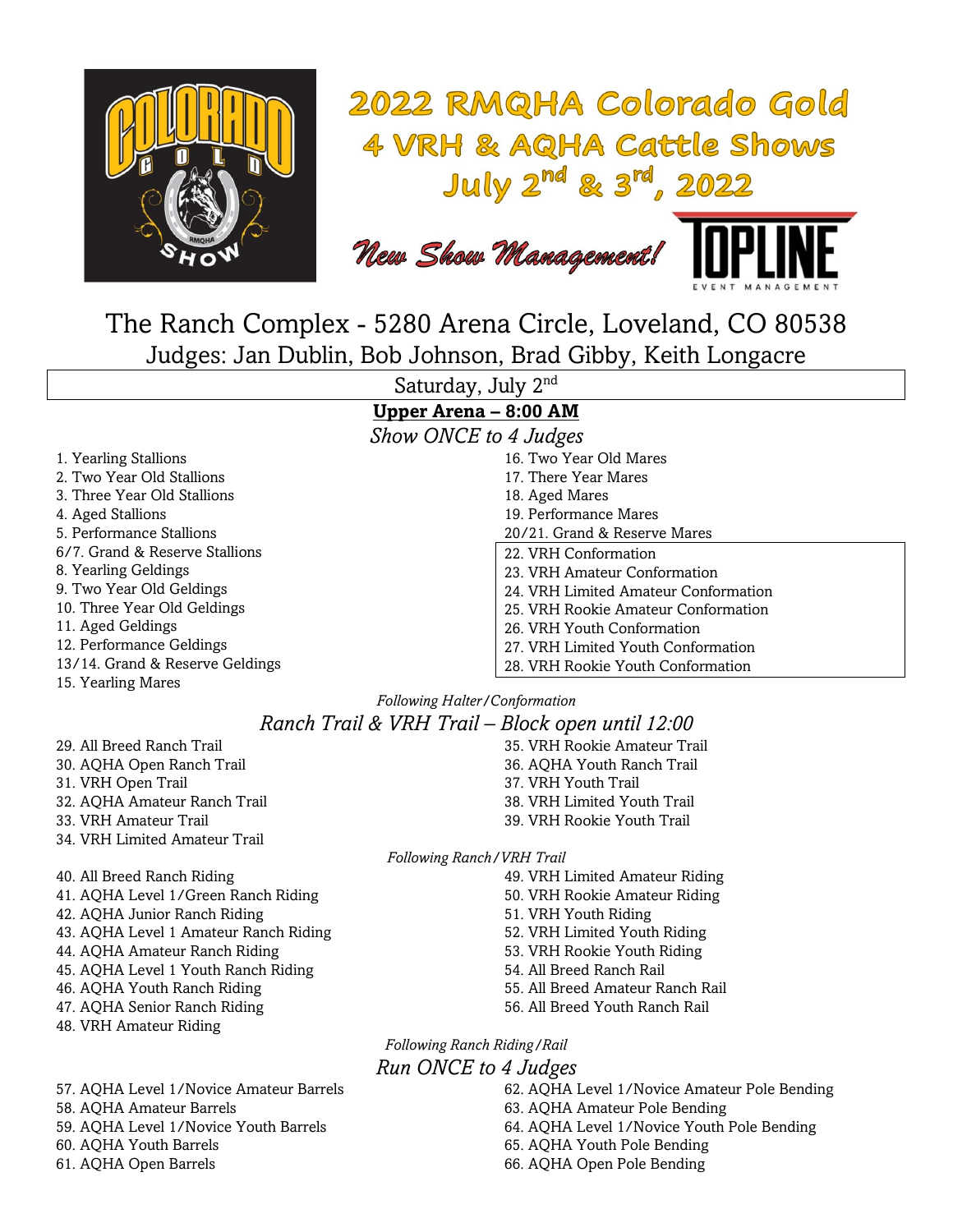# 2022 RMQHA Colorado Gold 4 VRH & AQHA Cattle Shows July 2nd & 3rd, 2022

*New Show Management!*

TOPLINE EVENT MANAGEMENT

The Ranch Complex - 5280 Arena Circle, Loveland, CO 80538

Judges: Jan Dublin, Bob Johnson, Brad Gibby, Keith Longacre

## Saturday, July 2nd

### **Upper Arena – 8:00 AM**

*Show ONCE to 4 Judges*

1. Yearling Stallions
2. Two Year Old Stallions
3. Three Year Old Stallions
4. Aged Stallions
5. Performance Stallions
6/7. Grand & Reserve Stallions
8. Yearling Geldings
9. Two Year Old Geldings
10. Three Year Old Geldings
11. Aged Geldings
12. Performance Geldings
13/14. Grand & Reserve Geldings
15. Yearling Mares
16. Two Year Old Mares
17. There Year Mares
18. Aged Mares
19. Performance Mares
20/21. Grand & Reserve Mares
22. VRH Conformation
23. VRH Amateur Conformation
24. VRH Limited Amateur Conformation
25. VRH Rookie Amateur Conformation
26. VRH Youth Conformation
27. VRH Limited Youth Conformation
28. VRH Rookie Youth Conformation

*Following Halter/Conformation*

*Ranch Trail & VRH Trail – Block open until 12:00*

29. All Breed Ranch Trail
30. AQHA Open Ranch Trail
31. VRH Open Trail
32. AQHA Amateur Ranch Trail
33. VRH Amateur Trail
34. VRH Limited Amateur Trail
35. VRH Rookie Amateur Trail
36. AQHA Youth Ranch Trail
37. VRH Youth Trail
38. VRH Limited Youth Trail
39. VRH Rookie Youth Trail

*Following Ranch/VRH Trail*

40. All Breed Ranch Riding
41. AQHA Level 1/Green Ranch Riding
42. AQHA Junior Ranch Riding
43. AQHA Level 1 Amateur Ranch Riding
44. AQHA Amateur Ranch Riding
45. AQHA Level 1 Youth Ranch Riding
46. AQHA Youth Ranch Riding
47. AQHA Senior Ranch Riding
48. VRH Amateur Riding
49. VRH Limited Amateur Riding
50. VRH Rookie Amateur Riding
51. VRH Youth Riding
52. VRH Limited Youth Riding
53. VRH Rookie Youth Riding
54. All Breed Ranch Rail
55. All Breed Amateur Ranch Rail
56. All Breed Youth Ranch Rail

*Following Ranch Riding/Rail*

*Run ONCE to 4 Judges*

57. AQHA Level 1/Novice Amateur Barrels
58. AQHA Amateur Barrels
59. AQHA Level 1/Novice Youth Barrels
60. AQHA Youth Barrels
61. AQHA Open Barrels
62. AQHA Level 1/Novice Amateur Pole Bending
63. AQHA Amateur Pole Bending
64. AQHA Level 1/Novice Youth Pole Bending
65. AQHA Youth Pole Bending
66. AQHA Open Pole Bending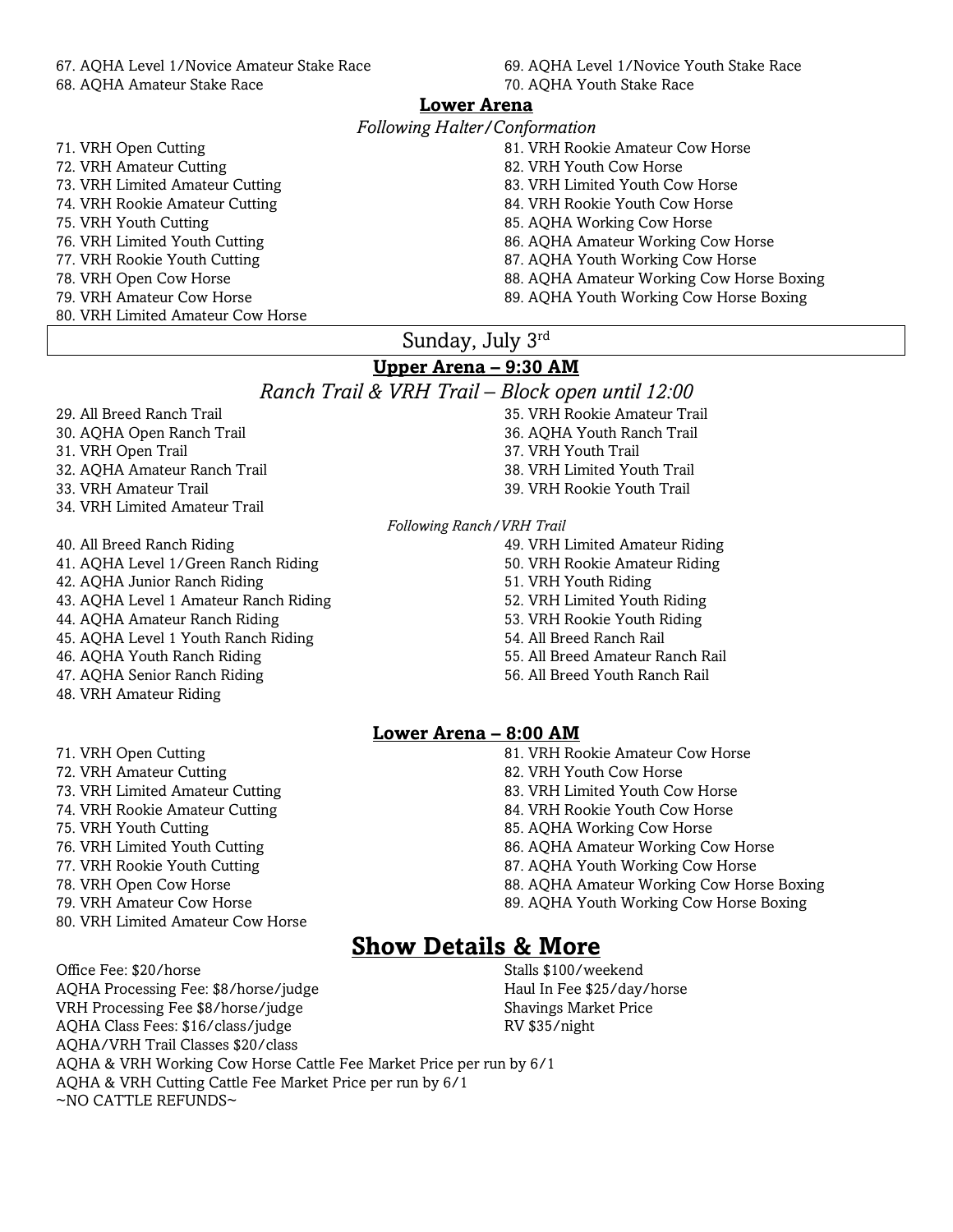67. AQHA Level 1/Novice Amateur Stake Race
68. AQHA Amateur Stake Race
69. AQHA Level 1/Novice Youth Stake Race
70. AQHA Youth Stake Race

**Lower Arena**

*Following Halter/Conformation*

71. VRH Open Cutting
72. VRH Amateur Cutting
73. VRH Limited Amateur Cutting
74. VRH Rookie Amateur Cutting
75. VRH Youth Cutting
76. VRH Limited Youth Cutting
77. VRH Rookie Youth Cutting
78. VRH Open Cow Horse
79. VRH Amateur Cow Horse
80. VRH Limited Amateur Cow Horse
81. VRH Rookie Amateur Cow Horse
82. VRH Youth Cow Horse
83. VRH Limited Youth Cow Horse
84. VRH Rookie Youth Cow Horse
85. AQHA Working Cow Horse
86. AQHA Amateur Working Cow Horse
87. AQHA Youth Working Cow Horse
88. AQHA Amateur Working Cow Horse Boxing
89. AQHA Youth Working Cow Horse Boxing

## Sunday, July 3rd

**Upper Arena – 9:30 AM**

*Ranch Trail & VRH Trail – Block open until 12:00*

29. All Breed Ranch Trail
30. AQHA Open Ranch Trail
31. VRH Open Trail
32. AQHA Amateur Ranch Trail
33. VRH Amateur Trail
34. VRH Limited Amateur Trail
35. VRH Rookie Amateur Trail
36. AQHA Youth Ranch Trail
37. VRH Youth Trail
38. VRH Limited Youth Trail
39. VRH Rookie Youth Trail

*Following Ranch/VRH Trail*

40. All Breed Ranch Riding
41. AQHA Level 1/Green Ranch Riding
42. AQHA Junior Ranch Riding
43. AQHA Level 1 Amateur Ranch Riding
44. AQHA Amateur Ranch Riding
45. AQHA Level 1 Youth Ranch Riding
46. AQHA Youth Ranch Riding
47. AQHA Senior Ranch Riding
48. VRH Amateur Riding
49. VRH Limited Amateur Riding
50. VRH Rookie Amateur Riding
51. VRH Youth Riding
52. VRH Limited Youth Riding
53. VRH Rookie Youth Riding
54. All Breed Ranch Rail
55. All Breed Amateur Ranch Rail
56. All Breed Youth Ranch Rail

**Lower Arena – 8:00 AM**

71. VRH Open Cutting
72. VRH Amateur Cutting
73. VRH Limited Amateur Cutting
74. VRH Rookie Amateur Cutting
75. VRH Youth Cutting
76. VRH Limited Youth Cutting
77. VRH Rookie Youth Cutting
78. VRH Open Cow Horse
79. VRH Amateur Cow Horse
80. VRH Limited Amateur Cow Horse
81. VRH Rookie Amateur Cow Horse
82. VRH Youth Cow Horse
83. VRH Limited Youth Cow Horse
84. VRH Rookie Youth Cow Horse
85. AQHA Working Cow Horse
86. AQHA Amateur Working Cow Horse
87. AQHA Youth Working Cow Horse
88. AQHA Amateur Working Cow Horse Boxing
89. AQHA Youth Working Cow Horse Boxing

# Show Details & More

Office Fee: $20/horse
AQHA Processing Fee: $8/horse/judge
VRH Processing Fee $8/horse/judge
AQHA Class Fees: $16/class/judge
AQHA/VRH Trail Classes $20/class
AQHA & VRH Working Cow Horse Cattle Fee Market Price per run by 6/1
AQHA & VRH Cutting Cattle Fee Market Price per run by 6/1
~NO CATTLE REFUNDS~

Stalls $100/weekend
Haul In Fee $25/day/horse
Shavings Market Price
RV $35/night